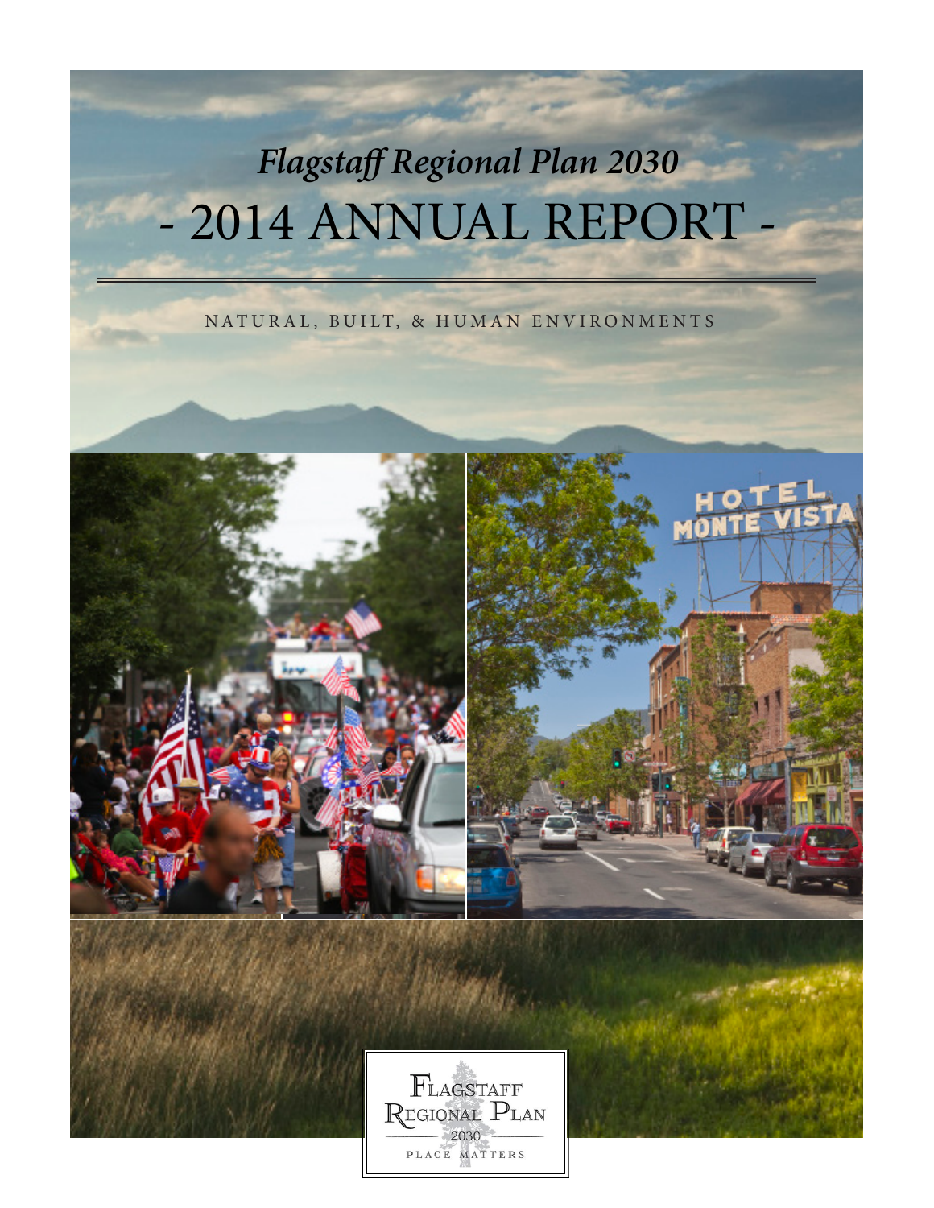*Flagstaff Regional Plan 2030*

# - 2014 ANNUAL REPORT -

NATURAL, BUILT, & HUMAN ENVIRONMENTS

FLAGSTAFF REGIONAL PLAN 2030 PLACE MATTERS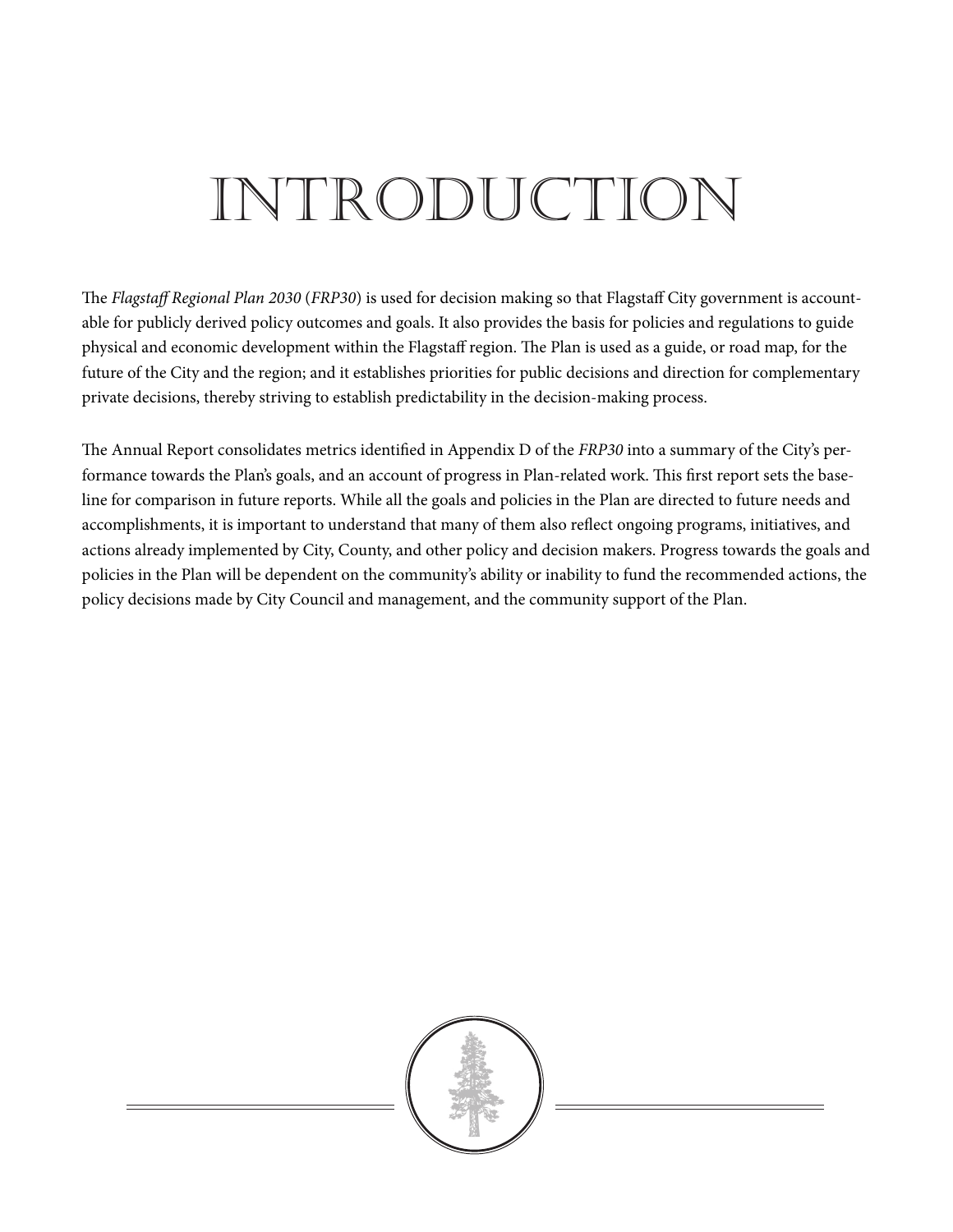# INTRODUCTION

The *Flagstaff Regional Plan 2030* (*FRP30*) is used for decision making so that Flagstaff City government is accountable for publicly derived policy outcomes and goals. It also provides the basis for policies and regulations to guide physical and economic development within the Flagstaff region. The Plan is used as a guide, or road map, for the future of the City and the region; and it establishes priorities for public decisions and direction for complementary private decisions, thereby striving to establish predictability in the decision-making process.

The Annual Report consolidates metrics identified in Appendix D of the *FRP30* into a summary of the City's performance towards the Plan's goals, and an account of progress in Plan-related work. This first report sets the baseline for comparison in future reports. While all the goals and policies in the Plan are directed to future needs and accomplishments, it is important to understand that many of them also reflect ongoing programs, initiatives, and actions already implemented by City, County, and other policy and decision makers. Progress towards the goals and policies in the Plan will be dependent on the community's ability or inability to fund the recommended actions, the policy decisions made by City Council and management, and the community support of the Plan.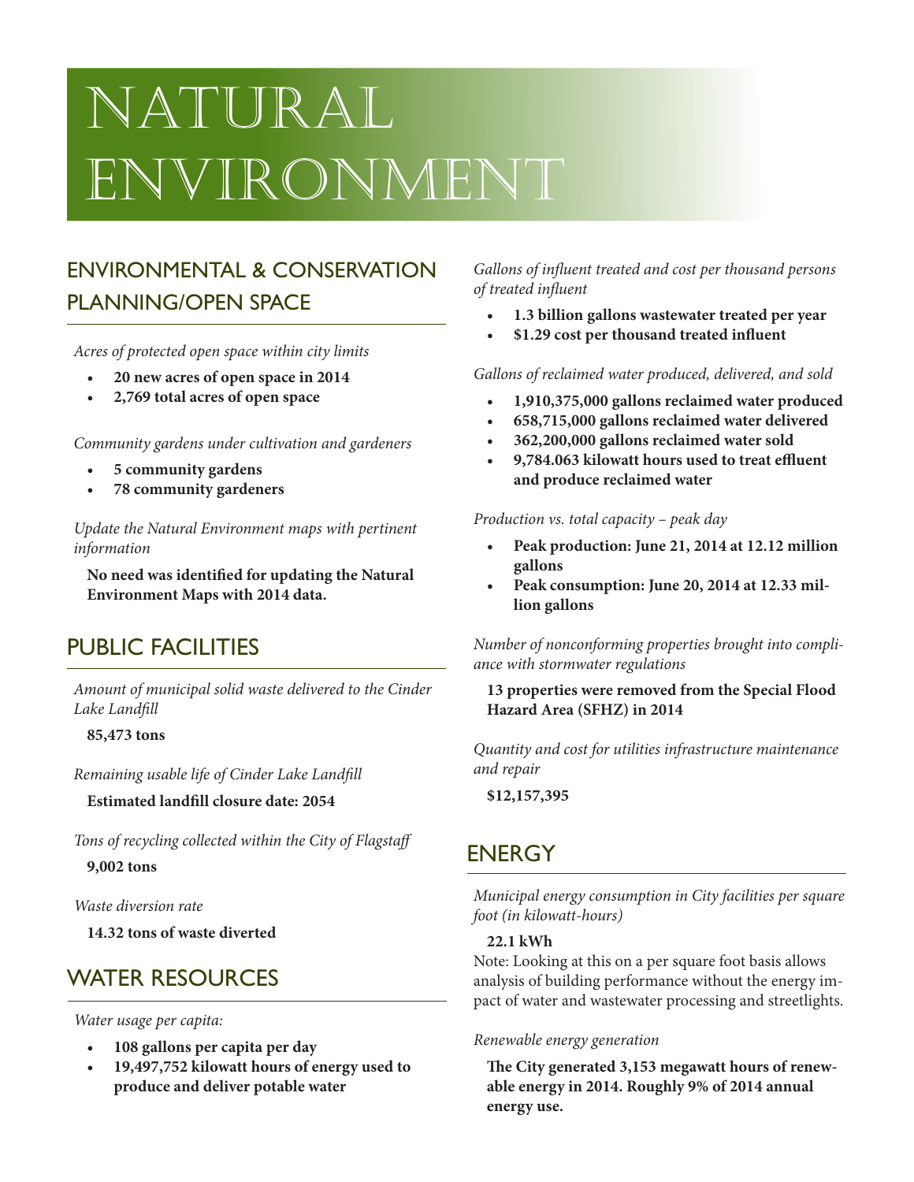# NATURAL ENVIRONMENT

## ENVIRONMENTAL & CONSERVATION PLANNING/OPEN SPACE

*Acres of protected open space within city limits*

- **20 new acres of open space in 2014**
- **2,769 total acres of open space**

*Community gardens under cultivation and gardeners*

- **5 community gardens**
- **78 community gardeners**

*Update the Natural Environment maps with pertinent information*

**No need was identified for updating the Natural Environment Maps with 2014 data.**

## PUBLIC FACILITIES

*Amount of municipal solid waste delivered to the Cinder Lake Landfill*

**85,473 tons**

*Remaining usable life of Cinder Lake Landfill*

**Estimated landfill closure date: 2054**

*Tons of recycling collected within the City of Flagstaff*

**9,002 tons**

*Waste diversion rate*

**14.32 tons of waste diverted**

## WATER RESOURCES

*Water usage per capita:*

- **108 gallons per capita per day**
- **19,497,752 kilowatt hours of energy used to produce and deliver potable water**

*Gallons of influent treated and cost per thousand persons of treated influent*

- **1.3 billion gallons wastewater treated per year**
- **$1.29 cost per thousand treated influent**

*Gallons of reclaimed water produced, delivered, and sold*

- **1,910,375,000 gallons reclaimed water produced**
- **658,715,000 gallons reclaimed water delivered**
- **362,200,000 gallons reclaimed water sold**
- **9,784.063 kilowatt hours used to treat effluent and produce reclaimed water**

*Production vs. total capacity – peak day*

- **Peak production: June 21, 2014 at 12.12 million gallons**
- **Peak consumption: June 20, 2014 at 12.33 million gallons**

*Number of nonconforming properties brought into compliance with stormwater regulations*

**13 properties were removed from the Special Flood Hazard Area (SFHZ) in 2014**

*Quantity and cost for utilities infrastructure maintenance and repair*

**$12,157,395**

## ENERGY

*Municipal energy consumption in City facilities per square foot (in kilowatt-hours)*

**22.1 kWh**

Note: Looking at this on a per square foot basis allows analysis of building performance without the energy impact of water and wastewater processing and streetlights.

*Renewable energy generation*

**The City generated 3,153 megawatt hours of renewable energy in 2014. Roughly 9% of 2014 annual energy use.**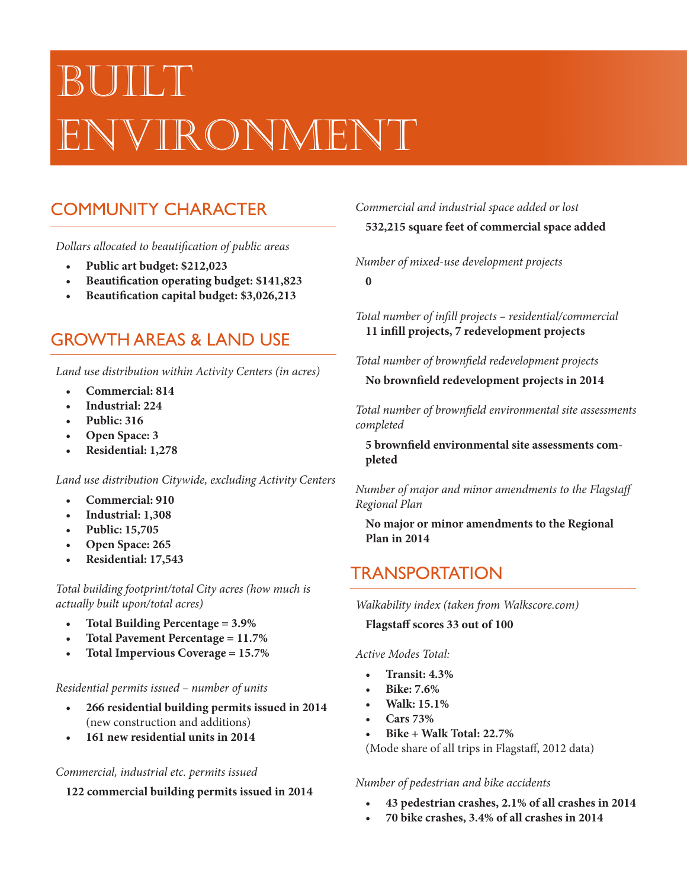# BUILT ENVIRONMENT

## COMMUNITY CHARACTER

*Dollars allocated to beautification of public areas*

- **Public art budget: $212,023**
- **Beautification operating budget: $141,823**
- **Beautification capital budget: $3,026,213**

## GROWTH AREAS & LAND USE

*Land use distribution within Activity Centers (in acres)*

- **Commercial: 814**
- **Industrial: 224**
- **Public: 316**
- **Open Space: 3**
- **Residential: 1,278**

*Land use distribution Citywide, excluding Activity Centers*

- **Commercial: 910**
- **Industrial: 1,308**
- **Public: 15,705**
- **Open Space: 265**
- **Residential: 17,543**

*Total building footprint/total City acres (how much is actually built upon/total acres)*

- **Total Building Percentage = 3.9%**
- **Total Pavement Percentage = 11.7%**
- **Total Impervious Coverage = 15.7%**

*Residential permits issued – number of units*

- **266 residential building permits issued in 2014** (new construction and additions)
- **161 new residential units in 2014**

*Commercial, industrial etc. permits issued*

**122 commercial building permits issued in 2014**

*Commercial and industrial space added or lost*

**532,215 square feet of commercial space added**

*Number of mixed-use development projects*

**0**

*Total number of infill projects – residential/commercial*

**11 infill projects, 7 redevelopment projects**

*Total number of brownfield redevelopment projects*

**No brownfield redevelopment projects in 2014**

*Total number of brownfield environmental site assessments completed*

**5 brownfield environmental site assessments completed**

*Number of major and minor amendments to the Flagstaff Regional Plan*

**No major or minor amendments to the Regional Plan in 2014**

## TRANSPORTATION

*Walkability index (taken from Walkscore.com)*

**Flagstaff scores 33 out of 100**

*Active Modes Total:*

- **Transit: 4.3%**
- **Bike: 7.6%**
- **Walk: 15.1%**
- **Cars 73%**
- **Bike + Walk Total: 22.7%**

(Mode share of all trips in Flagstaff, 2012 data)

*Number of pedestrian and bike accidents*

- **43 pedestrian crashes, 2.1% of all crashes in 2014**
- **70 bike crashes, 3.4% of all crashes in 2014**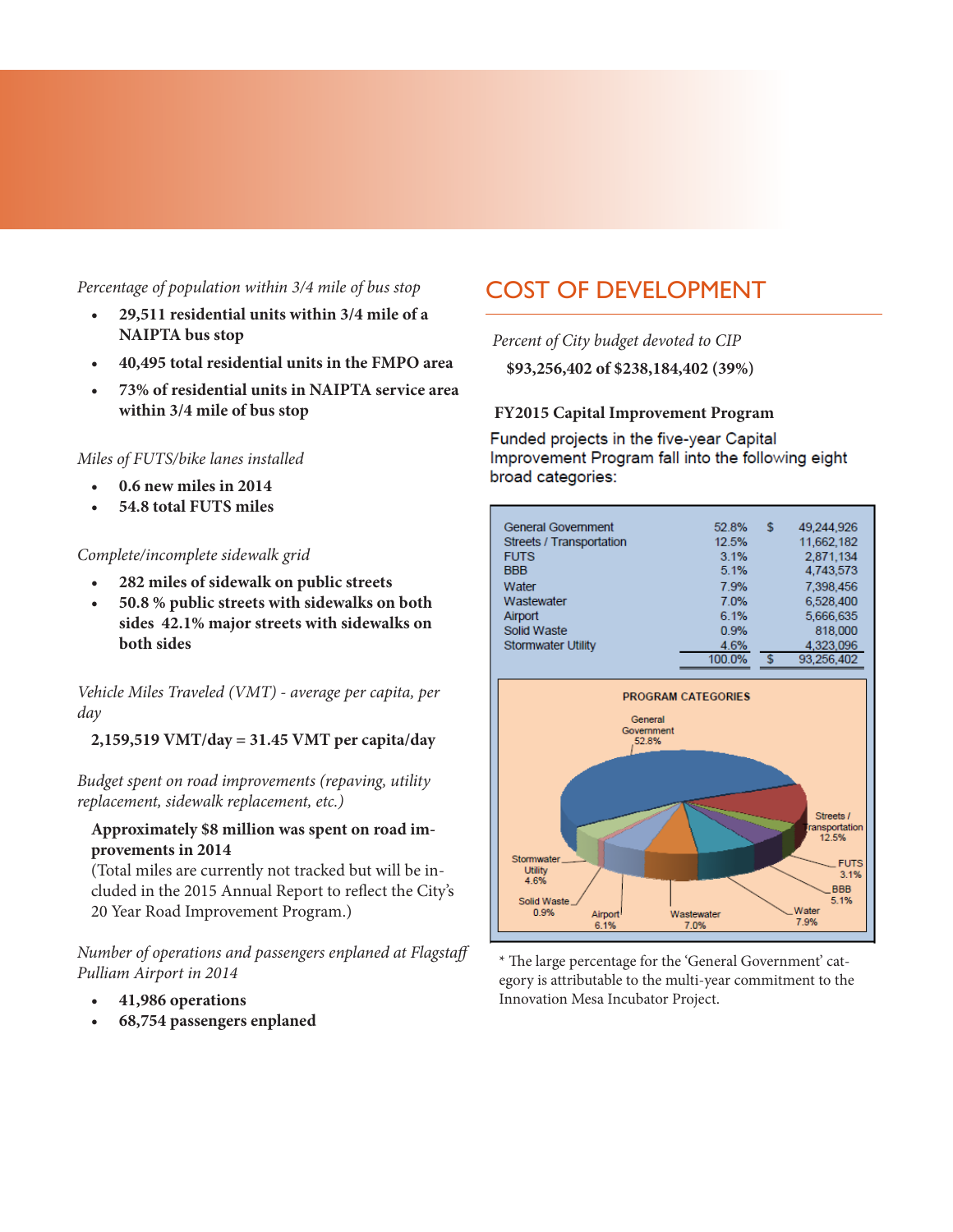*Percentage of population within 3/4 mile of bus stop*

- **29,511 residential units within 3/4 mile of a NAIPTA bus stop**
- **40,495 total residential units in the FMPO area**
- **73% of residential units in NAIPTA service area within 3/4 mile of bus stop**

*Miles of FUTS/bike lanes installed*

- **0.6 new miles in 2014**
- **54.8 total FUTS miles**

*Complete/incomplete sidewalk grid*

- **282 miles of sidewalk on public streets**
- **50.8 % public streets with sidewalks on both sides 42.1% major streets with sidewalks on both sides**

*Vehicle Miles Traveled (VMT) - average per capita, per day*

**2,159,519 VMT/day = 31.45 VMT per capita/day**

*Budget spent on road improvements (repaving, utility replacement, sidewalk replacement, etc.)*

**Approximately $8 million was spent on road improvements in 2014**
(Total miles are currently not tracked but will be included in the 2015 Annual Report to reflect the City's 20 Year Road Improvement Program.)

*Number of operations and passengers enplaned at Flagstaff Pulliam Airport in 2014*

- **41,986 operations**
- **68,754 passengers enplaned**

## COST OF DEVELOPMENT

*Percent of City budget devoted to CIP*

**$93,256,402 of $238,184,402 (39%)**

**FY2015 Capital Improvement Program**

Funded projects in the five-year Capital Improvement Program fall into the following eight broad categories:

| Category | Percent | Amount |
|---|---|---|
| General Government | 52.8% | $ 49,244,926 |
| Streets / Transportation | 12.5% | 11,662,182 |
| FUTS | 3.1% | 2,871,134 |
| BBB | 5.1% | 4,743,573 |
| Water | 7.9% | 7,398,456 |
| Wastewater | 7.0% | 6,528,400 |
| Airport | 6.1% | 5,666,635 |
| Solid Waste | 0.9% | 818,000 |
| Stormwater Utility | 4.6% | 4,323,096 |
| | 100.0% | $ 93,256,402 |

PROGRAM CATEGORIES

General Government 52.8%; Streets / Transportation 12.5%; FUTS 3.1%; BBB 5.1%; Water 7.9%; Wastewater 7.0%; Airport 6.1%; Solid Waste 0.9%; Stormwater Utility 4.6%

* The large percentage for the 'General Government' category is attributable to the multi-year commitment to the Innovation Mesa Incubator Project.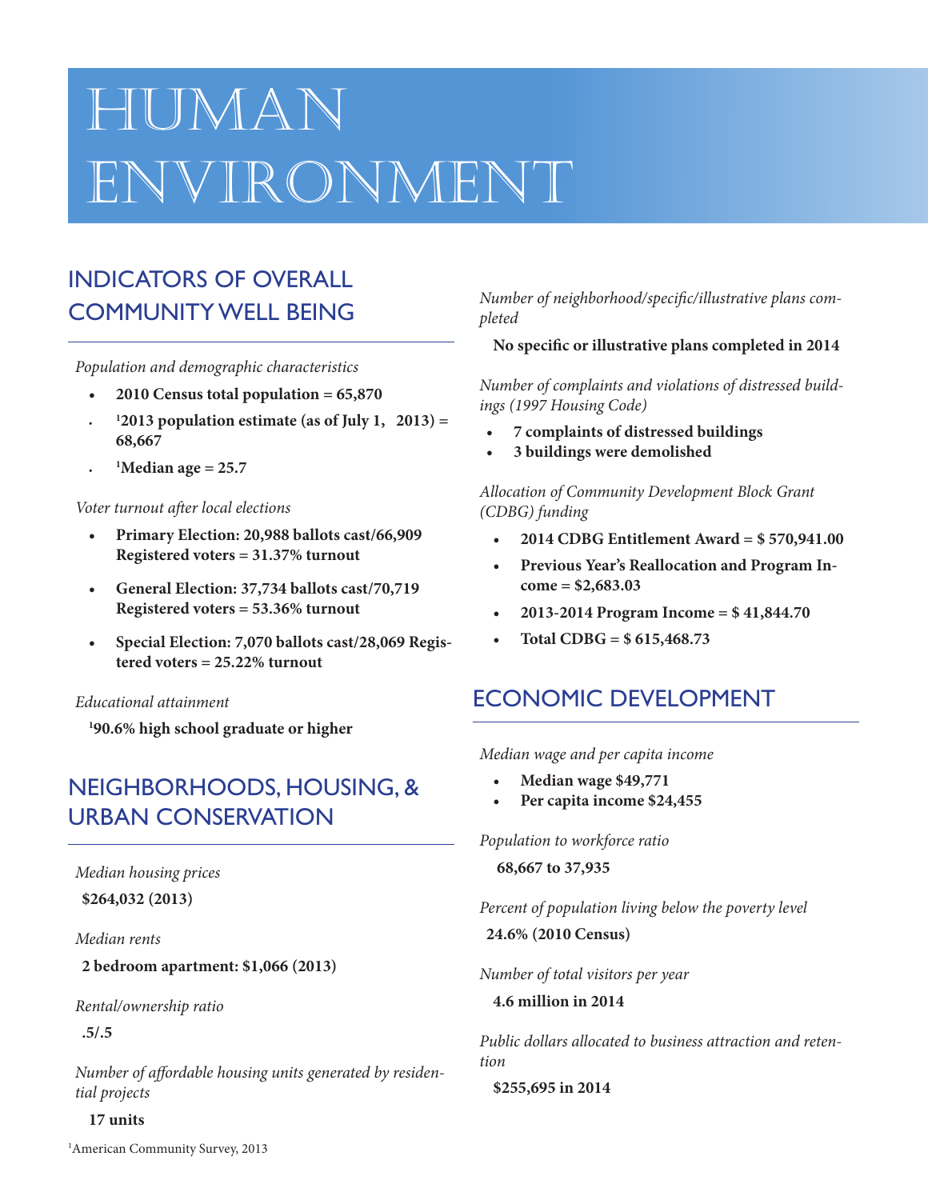# HUMAN ENVIRONMENT

## INDICATORS OF OVERALL COMMUNITY WELL BEING

*Population and demographic characteristics*

- **2010 Census total population = 65,870**
- **[1]2013 population estimate (as of July 1, 2013) = 68,667**
- **[1]Median age = 25.7**

*Voter turnout after local elections*

- **Primary Election: 20,988 ballots cast/66,909 Registered voters = 31.37% turnout**
- **General Election: 37,734 ballots cast/70,719 Registered voters = 53.36% turnout**
- **Special Election: 7,070 ballots cast/28,069 Registered voters = 25.22% turnout**

*Educational attainment*

**[1]90.6% high school graduate or higher**

## NEIGHBORHOODS, HOUSING, & URBAN CONSERVATION

*Median housing prices*

**$264,032 (2013)**

*Median rents*

**2 bedroom apartment: $1,066 (2013)**

*Rental/ownership ratio*

**.5/.5**

*Number of affordable housing units generated by residential projects*

**17 units**

*Number of neighborhood/specific/illustrative plans completed*

**No specific or illustrative plans completed in 2014**

*Number of complaints and violations of distressed buildings (1997 Housing Code)*

- **7 complaints of distressed buildings**
- **3 buildings were demolished**

*Allocation of Community Development Block Grant (CDBG) funding*

- **2014 CDBG Entitlement Award = $ 570,941.00**
- **Previous Year's Reallocation and Program Income = $2,683.03**
- **2013-2014 Program Income = $ 41,844.70**
- **Total CDBG = $ 615,468.73**

## ECONOMIC DEVELOPMENT

*Median wage and per capita income*

- **Median wage $49,771**
- **Per capita income $24,455**

*Population to workforce ratio*

**68,667 to 37,935**

*Percent of population living below the poverty level*

**24.6% (2010 Census)**

*Number of total visitors per year*

**4.6 million in 2014**

*Public dollars allocated to business attraction and retention*

**$255,695 in 2014**

[1]American Community Survey, 2013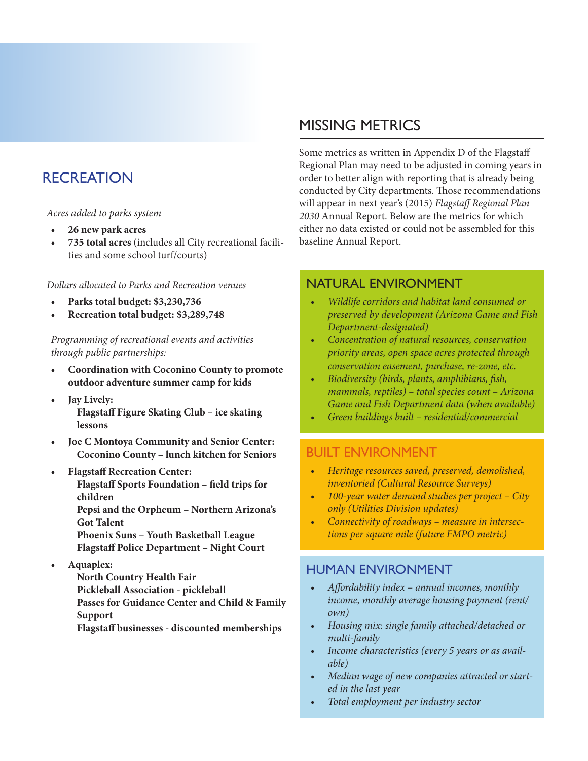## RECREATION

*Acres added to parks system*

- **26 new park acres**
- **735 total acres** (includes all City recreational facilities and some school turf/courts)

*Dollars allocated to Parks and Recreation venues*

- **Parks total budget: $3,230,736**
- **Recreation total budget: $3,289,748**

*Programming of recreational events and activities through public partnerships:*

- **Coordination with Coconino County to promote outdoor adventure summer camp for kids**
- **Jay Lively:**
  **Flagstaff Figure Skating Club – ice skating lessons**
- **Joe C Montoya Community and Senior Center:**
  **Coconino County – lunch kitchen for Seniors**
- **Flagstaff Recreation Center:**
  **Flagstaff Sports Foundation – field trips for children**
  **Pepsi and the Orpheum – Northern Arizona's Got Talent**
  **Phoenix Suns – Youth Basketball League**
  **Flagstaff Police Department – Night Court**
- **Aquaplex:**
  **North Country Health Fair**
  **Pickleball Association - pickleball**
  **Passes for Guidance Center and Child & Family Support**
  **Flagstaff businesses - discounted memberships**

## MISSING METRICS

Some metrics as written in Appendix D of the Flagstaff Regional Plan may need to be adjusted in coming years in order to better align with reporting that is already being conducted by City departments. Those recommendations will appear in next year's (2015) *Flagstaff Regional Plan 2030* Annual Report. Below are the metrics for which either no data existed or could not be assembled for this baseline Annual Report.

### NATURAL ENVIRONMENT

- *Wildlife corridors and habitat land consumed or preserved by development (Arizona Game and Fish Department-designated)*
- *Concentration of natural resources, conservation priority areas, open space acres protected through conservation easement, purchase, re-zone, etc.*
- *Biodiversity (birds, plants, amphibians, fish, mammals, reptiles) – total species count – Arizona Game and Fish Department data (when available)*
- *Green buildings built – residential/commercial*

### BUILT ENVIRONMENT

- *Heritage resources saved, preserved, demolished, inventoried (Cultural Resource Surveys)*
- *100-year water demand studies per project – City only (Utilities Division updates)*
- *Connectivity of roadways – measure in intersections per square mile (future FMPO metric)*

### HUMAN ENVIRONMENT

- *Affordability index – annual incomes, monthly income, monthly average housing payment (rent/own)*
- *Housing mix: single family attached/detached or multi-family*
- *Income characteristics (every 5 years or as available)*
- *Median wage of new companies attracted or started in the last year*
- *Total employment per industry sector*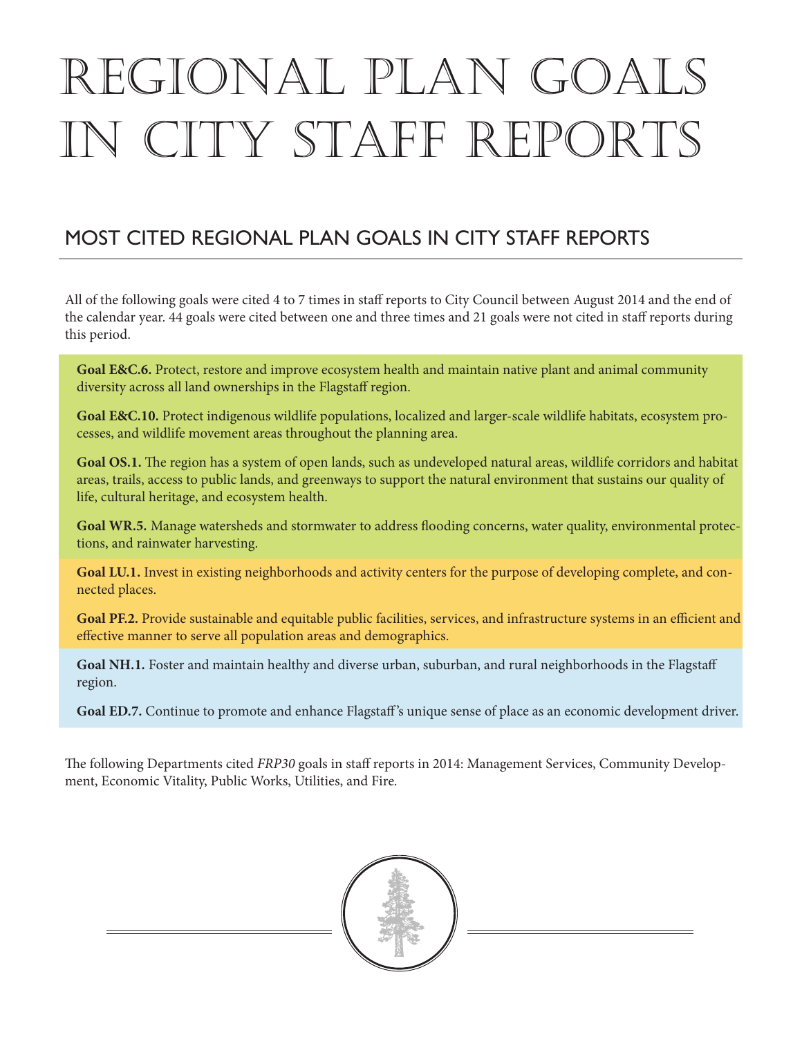# Regional Plan Goals in City Staff Reports

## MOST CITED REGIONAL PLAN GOALS IN CITY STAFF REPORTS

All of the following goals were cited 4 to 7 times in staff reports to City Council between August 2014 and the end of the calendar year. 44 goals were cited between one and three times and 21 goals were not cited in staff reports during this period.

**Goal E&C.6.** Protect, restore and improve ecosystem health and maintain native plant and animal community diversity across all land ownerships in the Flagstaff region.

**Goal E&C.10.** Protect indigenous wildlife populations, localized and larger-scale wildlife habitats, ecosystem processes, and wildlife movement areas throughout the planning area.

**Goal OS.1.** The region has a system of open lands, such as undeveloped natural areas, wildlife corridors and habitat areas, trails, access to public lands, and greenways to support the natural environment that sustains our quality of life, cultural heritage, and ecosystem health.

**Goal WR.5.** Manage watersheds and stormwater to address flooding concerns, water quality, environmental protections, and rainwater harvesting.

**Goal LU.1.** Invest in existing neighborhoods and activity centers for the purpose of developing complete, and connected places.

**Goal PF.2.** Provide sustainable and equitable public facilities, services, and infrastructure systems in an efficient and effective manner to serve all population areas and demographics.

**Goal NH.1.** Foster and maintain healthy and diverse urban, suburban, and rural neighborhoods in the Flagstaff region.

**Goal ED.7.** Continue to promote and enhance Flagstaff's unique sense of place as an economic development driver.

The following Departments cited *FRP30* goals in staff reports in 2014: Management Services, Community Development, Economic Vitality, Public Works, Utilities, and Fire.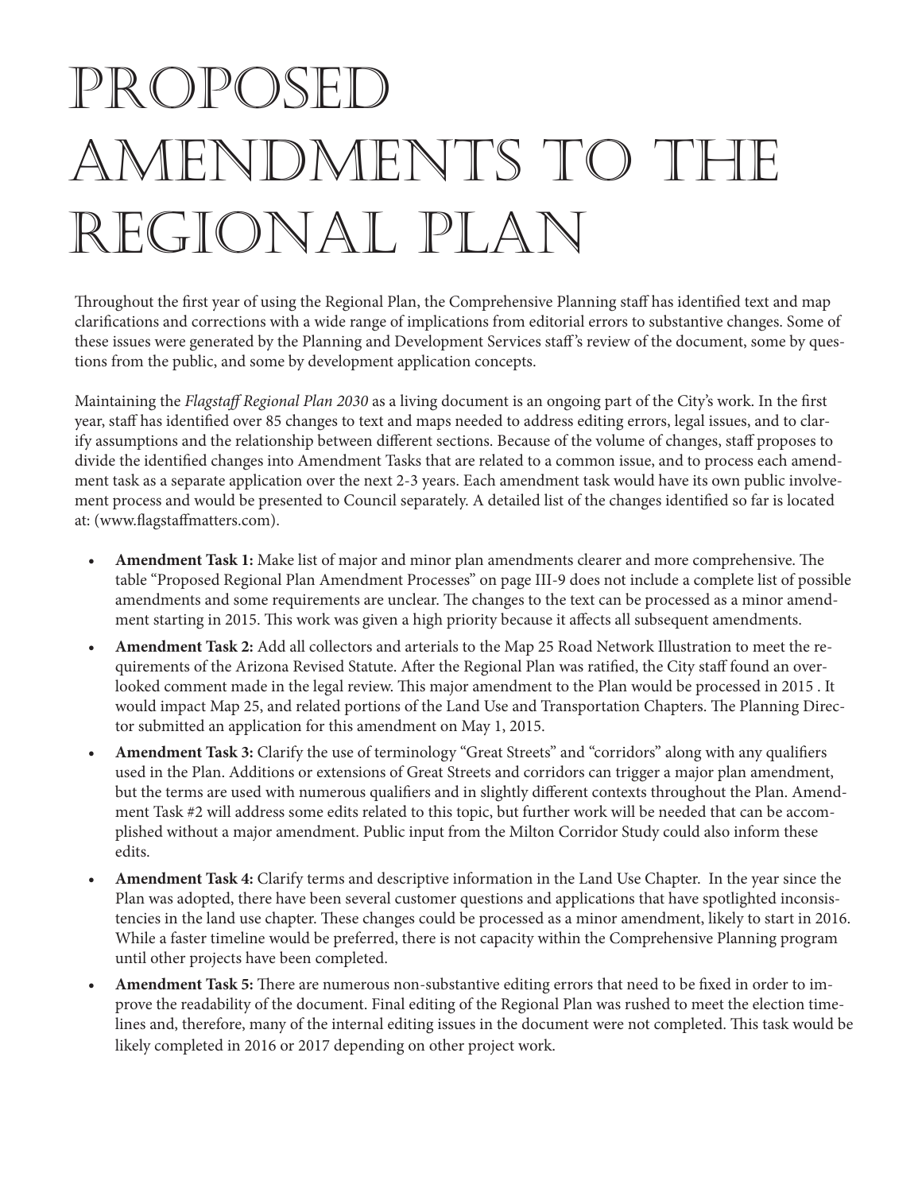# Proposed Amendments to the Regional Plan

Throughout the first year of using the Regional Plan, the Comprehensive Planning staff has identified text and map clarifications and corrections with a wide range of implications from editorial errors to substantive changes. Some of these issues were generated by the Planning and Development Services staff's review of the document, some by questions from the public, and some by development application concepts.

Maintaining the *Flagstaff Regional Plan 2030* as a living document is an ongoing part of the City's work. In the first year, staff has identified over 85 changes to text and maps needed to address editing errors, legal issues, and to clarify assumptions and the relationship between different sections. Because of the volume of changes, staff proposes to divide the identified changes into Amendment Tasks that are related to a common issue, and to process each amendment task as a separate application over the next 2-3 years. Each amendment task would have its own public involvement process and would be presented to Council separately. A detailed list of the changes identified so far is located at: (www.flagstaffmatters.com).

- **Amendment Task 1:** Make list of major and minor plan amendments clearer and more comprehensive. The table "Proposed Regional Plan Amendment Processes" on page III-9 does not include a complete list of possible amendments and some requirements are unclear. The changes to the text can be processed as a minor amendment starting in 2015. This work was given a high priority because it affects all subsequent amendments.
- **Amendment Task 2:** Add all collectors and arterials to the Map 25 Road Network Illustration to meet the requirements of the Arizona Revised Statute. After the Regional Plan was ratified, the City staff found an overlooked comment made in the legal review. This major amendment to the Plan would be processed in 2015 . It would impact Map 25, and related portions of the Land Use and Transportation Chapters. The Planning Director submitted an application for this amendment on May 1, 2015.
- **Amendment Task 3:** Clarify the use of terminology "Great Streets" and "corridors" along with any qualifiers used in the Plan. Additions or extensions of Great Streets and corridors can trigger a major plan amendment, but the terms are used with numerous qualifiers and in slightly different contexts throughout the Plan. Amendment Task #2 will address some edits related to this topic, but further work will be needed that can be accomplished without a major amendment. Public input from the Milton Corridor Study could also inform these edits.
- **Amendment Task 4:** Clarify terms and descriptive information in the Land Use Chapter. In the year since the Plan was adopted, there have been several customer questions and applications that have spotlighted inconsistencies in the land use chapter. These changes could be processed as a minor amendment, likely to start in 2016. While a faster timeline would be preferred, there is not capacity within the Comprehensive Planning program until other projects have been completed.
- **Amendment Task 5:** There are numerous non-substantive editing errors that need to be fixed in order to improve the readability of the document. Final editing of the Regional Plan was rushed to meet the election timelines and, therefore, many of the internal editing issues in the document were not completed. This task would be likely completed in 2016 or 2017 depending on other project work.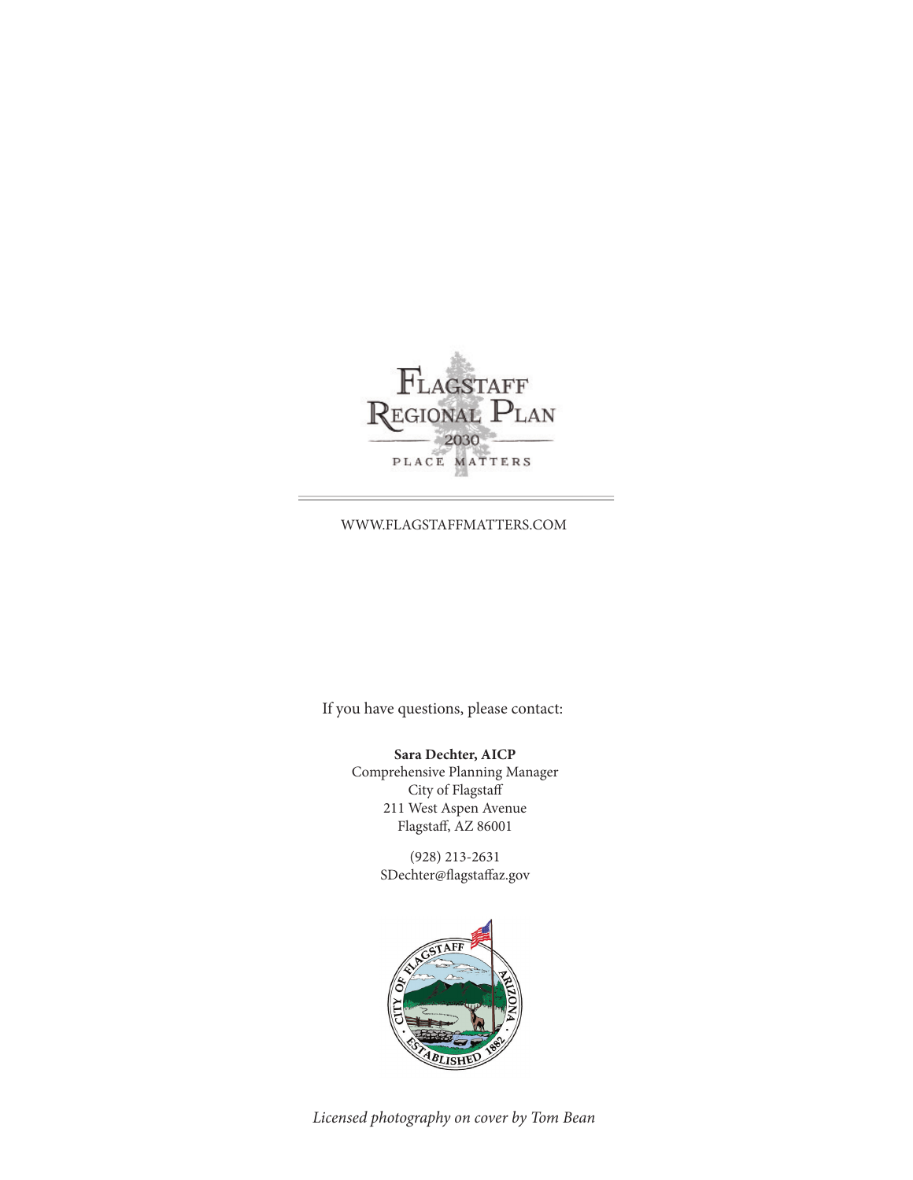Flagstaff Regional Plan 2030

PLACE MATTERS

WWW.FLAGSTAFFMATTERS.COM

If you have questions, please contact:

**Sara Dechter, AICP**
Comprehensive Planning Manager
City of Flagstaff
211 West Aspen Avenue
Flagstaff, AZ 86001

(928) 213-2631
SDechter@flagstaffaz.gov

*Licensed photography on cover by Tom Bean*